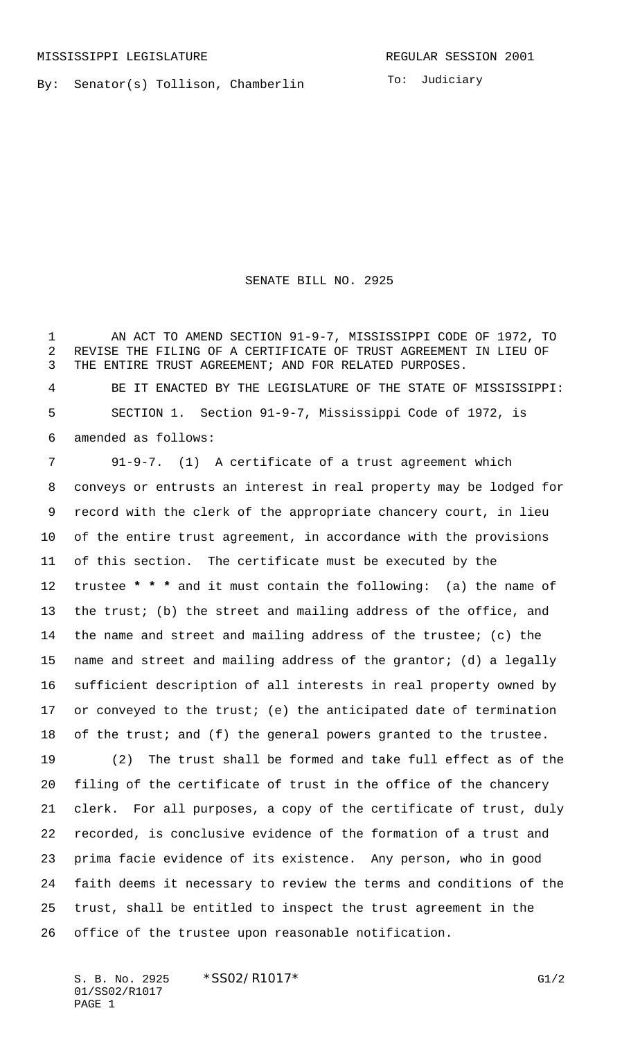MISSISSIPPI LEGISLATURE REGULAR SESSION 2001

By: Senator(s) Tollison, Chamberlin

To: Judiciary

# SENATE BILL NO. 2925

AN ACT TO AMEND SECTION 91-9-7, MISSISSIPPI CODE OF 1972, TO REVISE THE FILING OF A CERTIFICATE OF TRUST AGREEMENT IN LIEU OF THE ENTIRE TRUST AGREEMENT; AND FOR RELATED PURPOSES.

BE IT ENACTED BY THE LEGISLATURE OF THE STATE OF MISSISSIPPI:

SECTION 1. Section 91-9-7, Mississippi Code of 1972, is amended as follows:

91-9-7. (1) A certificate of a trust agreement which conveys or entrusts an interest in real property may be lodged for record with the clerk of the appropriate chancery court, in lieu of the entire trust agreement, in accordance with the provisions of this section. The certificate must be executed by the trustee *** and it must contain the following: (a) the name of the trust; (b) the street and mailing address of the office, and the name and street and mailing address of the trustee; (c) the name and street and mailing address of the grantor; (d) a legally sufficient description of all interests in real property owned by or conveyed to the trust; (e) the anticipated date of termination of the trust; and (f) the general powers granted to the trustee.

(2) The trust shall be formed and take full effect as of the filing of the certificate of trust in the office of the chancery clerk. For all purposes, a copy of the certificate of trust, duly recorded, is conclusive evidence of the formation of a trust and prima facie evidence of its existence. Any person, who in good faith deems it necessary to review the terms and conditions of the trust, shall be entitled to inspect the trust agreement in the office of the trustee upon reasonable notification.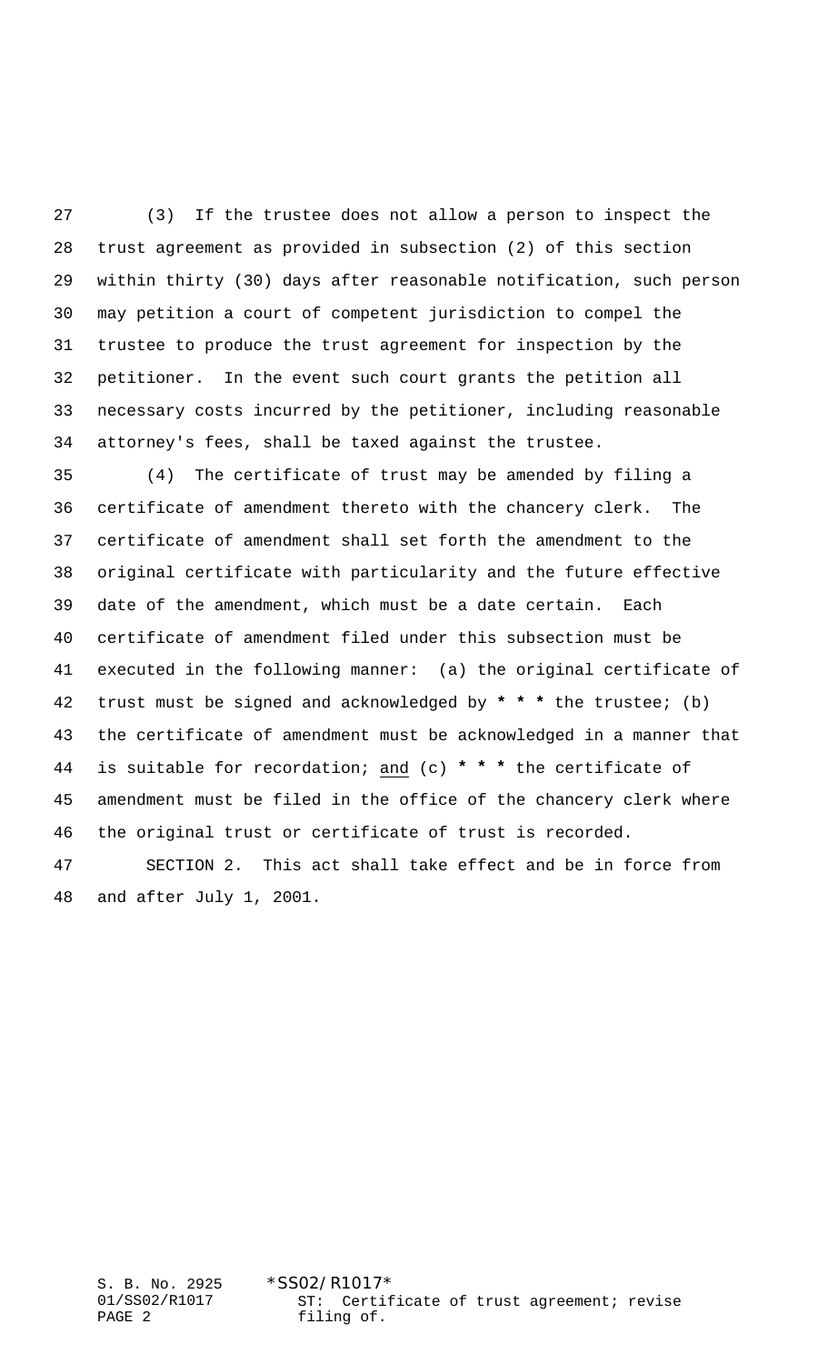(3) If the trustee does not allow a person to inspect the trust agreement as provided in subsection (2) of this section within thirty (30) days after reasonable notification, such person may petition a court of competent jurisdiction to compel the trustee to produce the trust agreement for inspection by the petitioner. In the event such court grants the petition all necessary costs incurred by the petitioner, including reasonable attorney's fees, shall be taxed against the trustee.

(4) The certificate of trust may be amended by filing a certificate of amendment thereto with the chancery clerk. The certificate of amendment shall set forth the amendment to the original certificate with particularity and the future effective date of the amendment, which must be a date certain. Each certificate of amendment filed under this subsection must be executed in the following manner: (a) the original certificate of trust must be signed and acknowledged by **\* \* \*** the trustee; (b) the certificate of amendment must be acknowledged in a manner that is suitable for recordation; <u>and</u> (c) **\* \* \*** the certificate of amendment must be filed in the office of the chancery clerk where the original trust or certificate of trust is recorded.

SECTION 2. This act shall take effect and be in force from and after July 1, 2001.